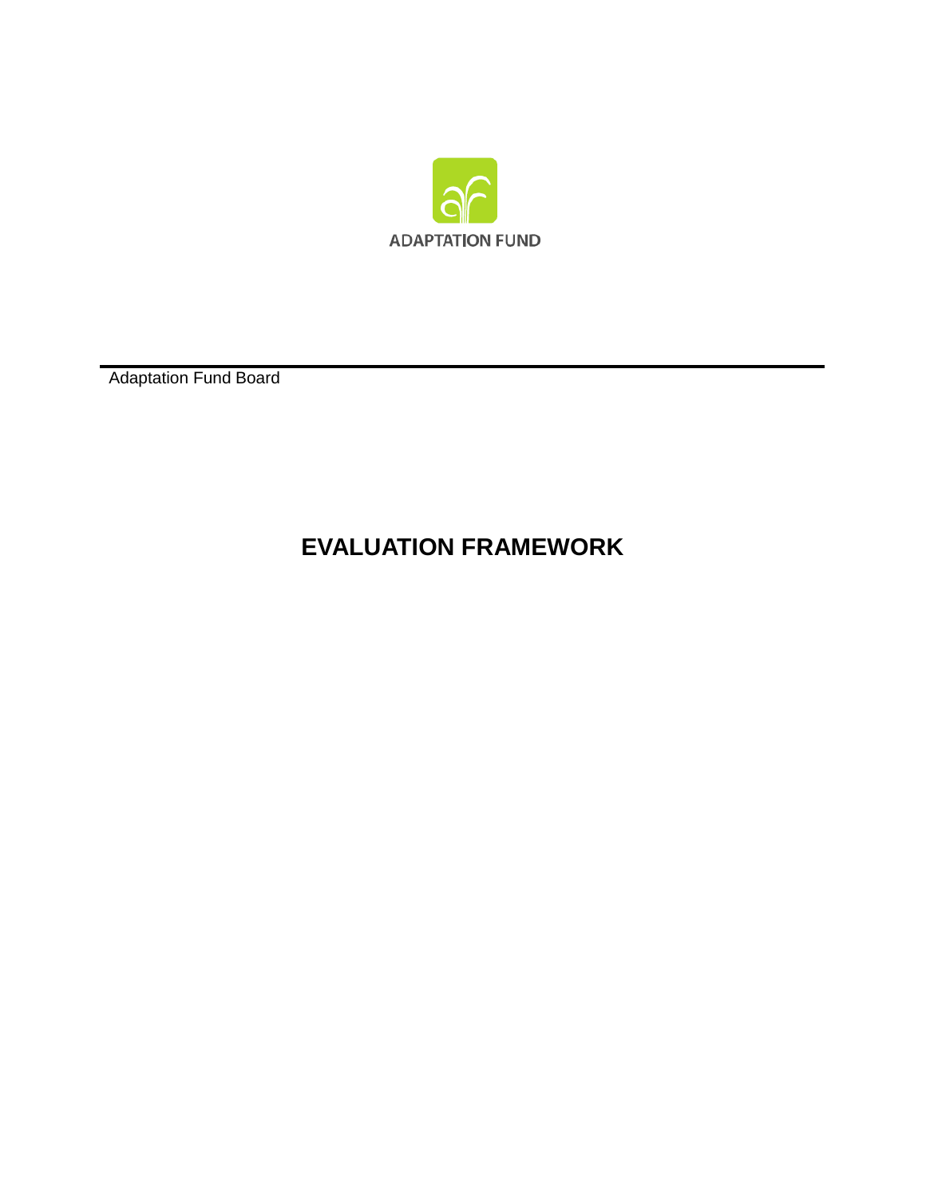ADAPTATION FUND

Adaptation Fund Board

# EVALUATION FRAMEWORK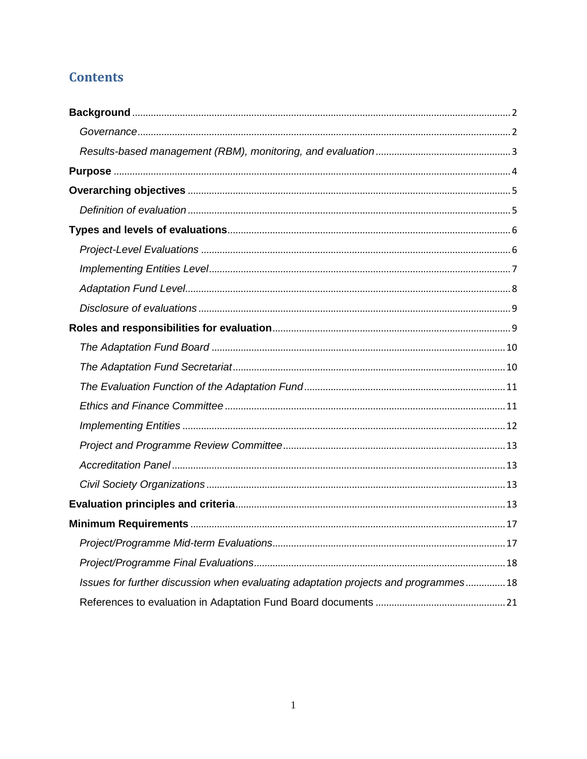# Contents

**Background** ........ 2

*Governance* ........ 2

*Results-based management (RBM), monitoring, and evaluation* ........ 3

**Purpose** ........ 4

**Overarching objectives** ........ 5

*Definition of evaluation* ........ 5

**Types and levels of evaluations** ........ 6

*Project-Level Evaluations* ........ 6

*Implementing Entities Level* ........ 7

*Adaptation Fund Level* ........ 8

*Disclosure of evaluations* ........ 9

**Roles and responsibilities for evaluation** ........ 9

*The Adaptation Fund Board* ........ 10

*The Adaptation Fund Secretariat* ........ 10

*The Evaluation Function of the Adaptation Fund* ........ 11

*Ethics and Finance Committee* ........ 11

*Implementing Entities* ........ 12

*Project and Programme Review Committee* ........ 13

*Accreditation Panel* ........ 13

*Civil Society Organizations* ........ 13

**Evaluation principles and criteria** ........ 13

**Minimum Requirements** ........ 17

*Project/Programme Mid-term Evaluations* ........ 17

*Project/Programme Final Evaluations* ........ 18

*Issues for further discussion when evaluating adaptation projects and programmes* ........ 18

References to evaluation in Adaptation Fund Board documents ........ 21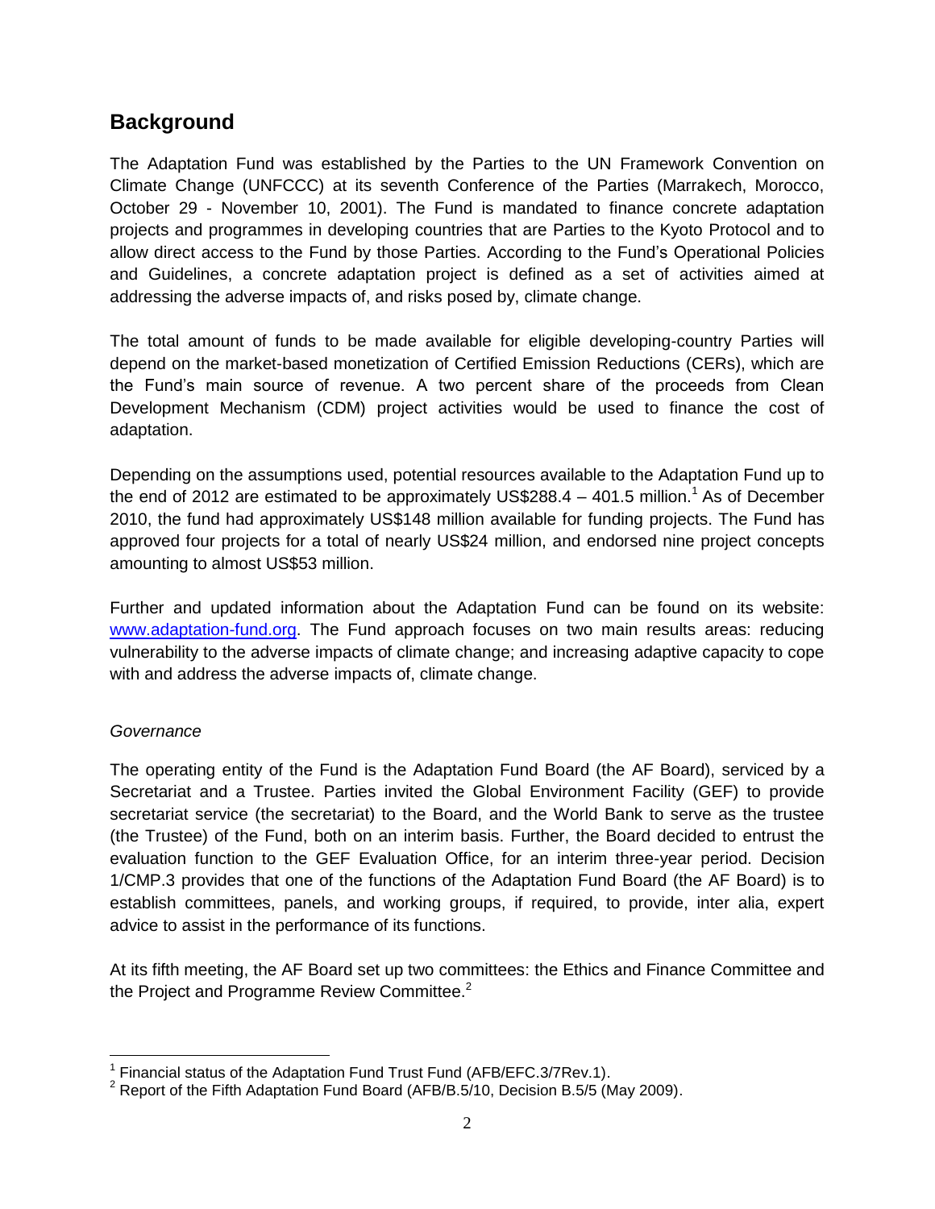## Background

The Adaptation Fund was established by the Parties to the UN Framework Convention on Climate Change (UNFCCC) at its seventh Conference of the Parties (Marrakech, Morocco, October 29 - November 10, 2001). The Fund is mandated to finance concrete adaptation projects and programmes in developing countries that are Parties to the Kyoto Protocol and to allow direct access to the Fund by those Parties. According to the Fund's Operational Policies and Guidelines, a concrete adaptation project is defined as a set of activities aimed at addressing the adverse impacts of, and risks posed by, climate change.

The total amount of funds to be made available for eligible developing-country Parties will depend on the market-based monetization of Certified Emission Reductions (CERs), which are the Fund's main source of revenue. A two percent share of the proceeds from Clean Development Mechanism (CDM) project activities would be used to finance the cost of adaptation.

Depending on the assumptions used, potential resources available to the Adaptation Fund up to the end of 2012 are estimated to be approximately US$288.4 – 401.5 million.[1] As of December 2010, the fund had approximately US$148 million available for funding projects. The Fund has approved four projects for a total of nearly US$24 million, and endorsed nine project concepts amounting to almost US$53 million.

Further and updated information about the Adaptation Fund can be found on its website: [www.adaptation-fund.org](http://www.adaptation-fund.org). The Fund approach focuses on two main results areas: reducing vulnerability to the adverse impacts of climate change; and increasing adaptive capacity to cope with and address the adverse impacts of, climate change.

*Governance*

The operating entity of the Fund is the Adaptation Fund Board (the AF Board), serviced by a Secretariat and a Trustee. Parties invited the Global Environment Facility (GEF) to provide secretariat service (the secretariat) to the Board, and the World Bank to serve as the trustee (the Trustee) of the Fund, both on an interim basis. Further, the Board decided to entrust the evaluation function to the GEF Evaluation Office, for an interim three-year period. Decision 1/CMP.3 provides that one of the functions of the Adaptation Fund Board (the AF Board) is to establish committees, panels, and working groups, if required, to provide, inter alia, expert advice to assist in the performance of its functions.

At its fifth meeting, the AF Board set up two committees: the Ethics and Finance Committee and the Project and Programme Review Committee.[2]

---

[1] Financial status of the Adaptation Fund Trust Fund (AFB/EFC.3/7Rev.1).

[2] Report of the Fifth Adaptation Fund Board (AFB/B.5/10, Decision B.5/5 (May 2009).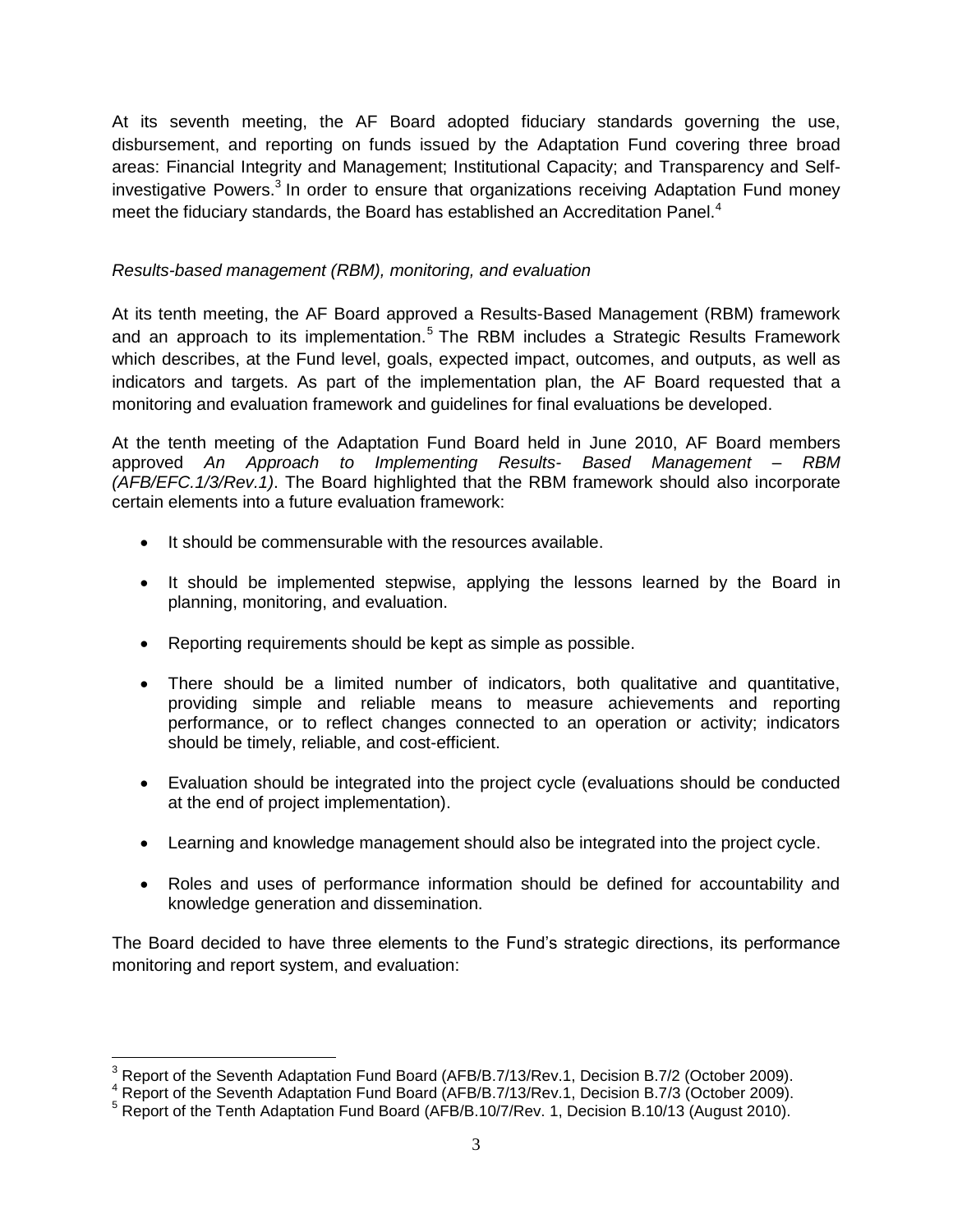At its seventh meeting, the AF Board adopted fiduciary standards governing the use, disbursement, and reporting on funds issued by the Adaptation Fund covering three broad areas: Financial Integrity and Management; Institutional Capacity; and Transparency and Self-investigative Powers.[3] In order to ensure that organizations receiving Adaptation Fund money meet the fiduciary standards, the Board has established an Accreditation Panel.[4]

*Results-based management (RBM), monitoring, and evaluation*

At its tenth meeting, the AF Board approved a Results-Based Management (RBM) framework and an approach to its implementation.[5] The RBM includes a Strategic Results Framework which describes, at the Fund level, goals, expected impact, outcomes, and outputs, as well as indicators and targets. As part of the implementation plan, the AF Board requested that a monitoring and evaluation framework and guidelines for final evaluations be developed.

At the tenth meeting of the Adaptation Fund Board held in June 2010, AF Board members approved *An Approach to Implementing Results- Based Management – RBM (AFB/EFC.1/3/Rev.1)*. The Board highlighted that the RBM framework should also incorporate certain elements into a future evaluation framework:

- It should be commensurable with the resources available.
- It should be implemented stepwise, applying the lessons learned by the Board in planning, monitoring, and evaluation.
- Reporting requirements should be kept as simple as possible.
- There should be a limited number of indicators, both qualitative and quantitative, providing simple and reliable means to measure achievements and reporting performance, or to reflect changes connected to an operation or activity; indicators should be timely, reliable, and cost-efficient.
- Evaluation should be integrated into the project cycle (evaluations should be conducted at the end of project implementation).
- Learning and knowledge management should also be integrated into the project cycle.
- Roles and uses of performance information should be defined for accountability and knowledge generation and dissemination.

The Board decided to have three elements to the Fund's strategic directions, its performance monitoring and report system, and evaluation:

---

[3] Report of the Seventh Adaptation Fund Board (AFB/B.7/13/Rev.1, Decision B.7/2 (October 2009).
[4] Report of the Seventh Adaptation Fund Board (AFB/B.7/13/Rev.1, Decision B.7/3 (October 2009).
[5] Report of the Tenth Adaptation Fund Board (AFB/B.10/7/Rev. 1, Decision B.10/13 (August 2010).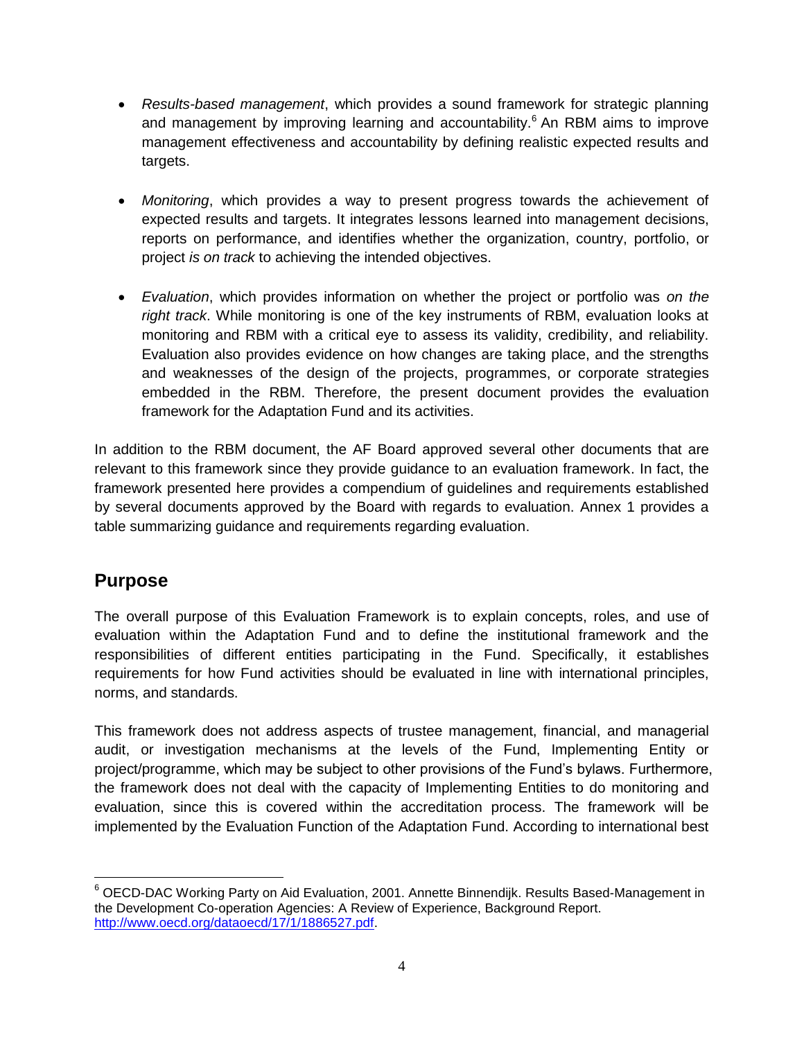- *Results-based management*, which provides a sound framework for strategic planning and management by improving learning and accountability.[6] An RBM aims to improve management effectiveness and accountability by defining realistic expected results and targets.

- *Monitoring*, which provides a way to present progress towards the achievement of expected results and targets. It integrates lessons learned into management decisions, reports on performance, and identifies whether the organization, country, portfolio, or project *is on track* to achieving the intended objectives.

- *Evaluation*, which provides information on whether the project or portfolio was *on the right track*. While monitoring is one of the key instruments of RBM, evaluation looks at monitoring and RBM with a critical eye to assess its validity, credibility, and reliability. Evaluation also provides evidence on how changes are taking place, and the strengths and weaknesses of the design of the projects, programmes, or corporate strategies embedded in the RBM. Therefore, the present document provides the evaluation framework for the Adaptation Fund and its activities.

In addition to the RBM document, the AF Board approved several other documents that are relevant to this framework since they provide guidance to an evaluation framework. In fact, the framework presented here provides a compendium of guidelines and requirements established by several documents approved by the Board with regards to evaluation. Annex 1 provides a table summarizing guidance and requirements regarding evaluation.

## Purpose

The overall purpose of this Evaluation Framework is to explain concepts, roles, and use of evaluation within the Adaptation Fund and to define the institutional framework and the responsibilities of different entities participating in the Fund. Specifically, it establishes requirements for how Fund activities should be evaluated in line with international principles, norms, and standards.

This framework does not address aspects of trustee management, financial, and managerial audit, or investigation mechanisms at the levels of the Fund, Implementing Entity or project/programme, which may be subject to other provisions of the Fund's bylaws. Furthermore, the framework does not deal with the capacity of Implementing Entities to do monitoring and evaluation, since this is covered within the accreditation process. The framework will be implemented by the Evaluation Function of the Adaptation Fund. According to international best

[6] OECD-DAC Working Party on Aid Evaluation, 2001. Annette Binnendijk. Results Based-Management in the Development Co-operation Agencies: A Review of Experience, Background Report. http://www.oecd.org/dataoecd/17/1/1886527.pdf.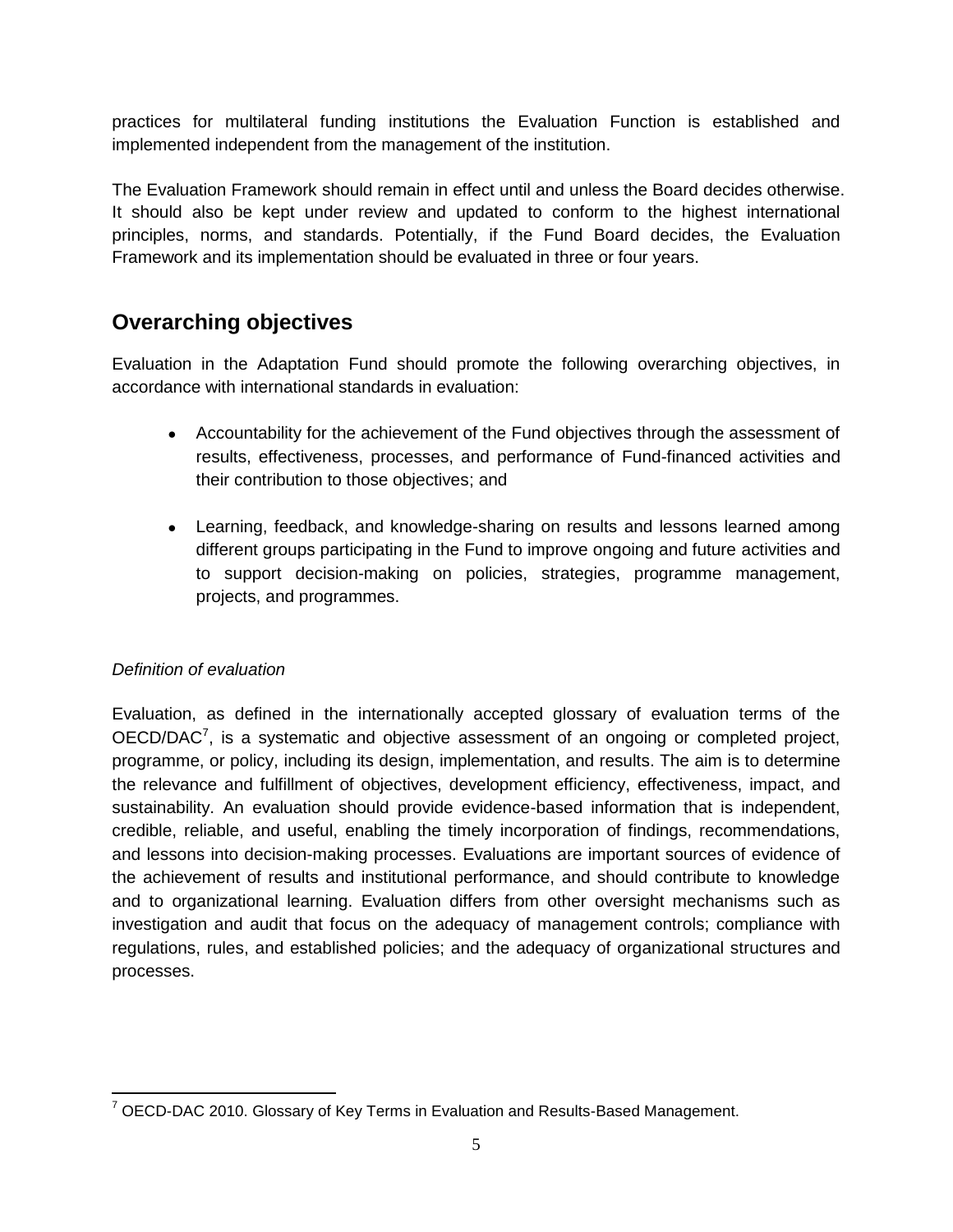practices for multilateral funding institutions the Evaluation Function is established and implemented independent from the management of the institution.

The Evaluation Framework should remain in effect until and unless the Board decides otherwise. It should also be kept under review and updated to conform to the highest international principles, norms, and standards. Potentially, if the Fund Board decides, the Evaluation Framework and its implementation should be evaluated in three or four years.

## Overarching objectives

Evaluation in the Adaptation Fund should promote the following overarching objectives, in accordance with international standards in evaluation:

- Accountability for the achievement of the Fund objectives through the assessment of results, effectiveness, processes, and performance of Fund-financed activities and their contribution to those objectives; and
- Learning, feedback, and knowledge-sharing on results and lessons learned among different groups participating in the Fund to improve ongoing and future activities and to support decision-making on policies, strategies, programme management, projects, and programmes.

*Definition of evaluation*

Evaluation, as defined in the internationally accepted glossary of evaluation terms of the OECD/DAC[7], is a systematic and objective assessment of an ongoing or completed project, programme, or policy, including its design, implementation, and results. The aim is to determine the relevance and fulfillment of objectives, development efficiency, effectiveness, impact, and sustainability. An evaluation should provide evidence-based information that is independent, credible, reliable, and useful, enabling the timely incorporation of findings, recommendations, and lessons into decision-making processes. Evaluations are important sources of evidence of the achievement of results and institutional performance, and should contribute to knowledge and to organizational learning. Evaluation differs from other oversight mechanisms such as investigation and audit that focus on the adequacy of management controls; compliance with regulations, rules, and established policies; and the adequacy of organizational structures and processes.

[7] OECD-DAC 2010. Glossary of Key Terms in Evaluation and Results-Based Management.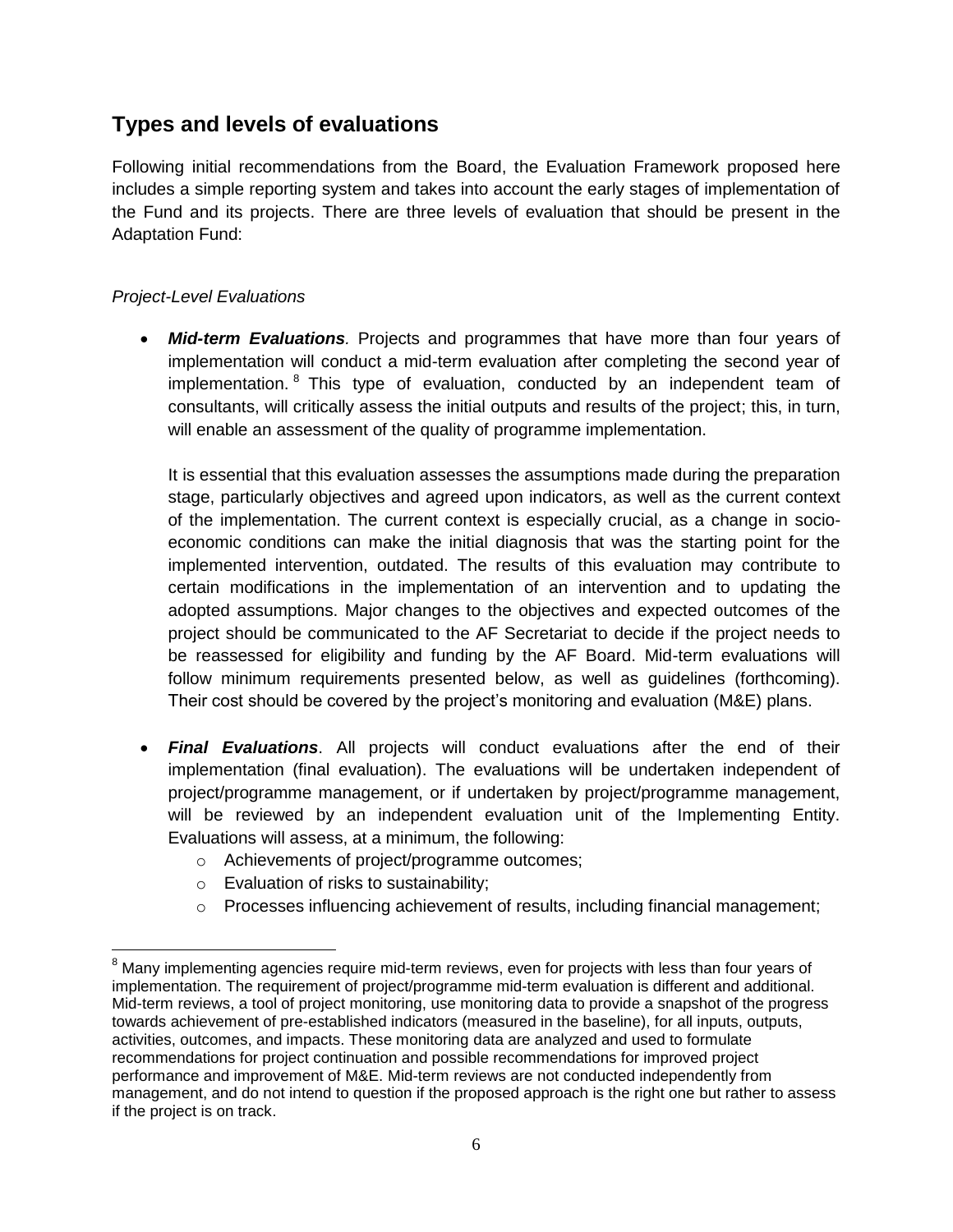## Types and levels of evaluations

Following initial recommendations from the Board, the Evaluation Framework proposed here includes a simple reporting system and takes into account the early stages of implementation of the Fund and its projects. There are three levels of evaluation that should be present in the Adaptation Fund:

*Project-Level Evaluations*

- ***Mid-term Evaluations****.* Projects and programmes that have more than four years of implementation will conduct a mid-term evaluation after completing the second year of implementation.[8] This type of evaluation, conducted by an independent team of consultants, will critically assess the initial outputs and results of the project; this, in turn, will enable an assessment of the quality of programme implementation.

  It is essential that this evaluation assesses the assumptions made during the preparation stage, particularly objectives and agreed upon indicators, as well as the current context of the implementation. The current context is especially crucial, as a change in socio-economic conditions can make the initial diagnosis that was the starting point for the implemented intervention, outdated. The results of this evaluation may contribute to certain modifications in the implementation of an intervention and to updating the adopted assumptions. Major changes to the objectives and expected outcomes of the project should be communicated to the AF Secretariat to decide if the project needs to be reassessed for eligibility and funding by the AF Board. Mid-term evaluations will follow minimum requirements presented below, as well as guidelines (forthcoming). Their cost should be covered by the project's monitoring and evaluation (M&E) plans.

- ***Final Evaluations***. All projects will conduct evaluations after the end of their implementation (final evaluation). The evaluations will be undertaken independent of project/programme management, or if undertaken by project/programme management, will be reviewed by an independent evaluation unit of the Implementing Entity. Evaluations will assess, at a minimum, the following:
  - Achievements of project/programme outcomes;
  - Evaluation of risks to sustainability;
  - Processes influencing achievement of results, including financial management;

[8] Many implementing agencies require mid-term reviews, even for projects with less than four years of implementation. The requirement of project/programme mid-term evaluation is different and additional. Mid-term reviews, a tool of project monitoring, use monitoring data to provide a snapshot of the progress towards achievement of pre-established indicators (measured in the baseline), for all inputs, outputs, activities, outcomes, and impacts. These monitoring data are analyzed and used to formulate recommendations for project continuation and possible recommendations for improved project performance and improvement of M&E. Mid-term reviews are not conducted independently from management, and do not intend to question if the proposed approach is the right one but rather to assess if the project is on track.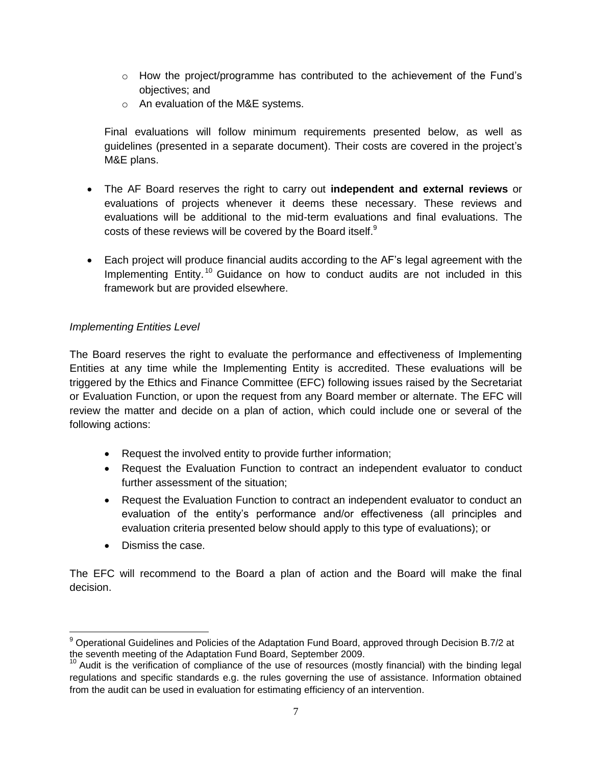- How the project/programme has contributed to the achievement of the Fund's objectives; and
  - An evaluation of the M&E systems.

  Final evaluations will follow minimum requirements presented below, as well as guidelines (presented in a separate document). Their costs are covered in the project's M&E plans.

- The AF Board reserves the right to carry out **independent and external reviews** or evaluations of projects whenever it deems these necessary. These reviews and evaluations will be additional to the mid-term evaluations and final evaluations. The costs of these reviews will be covered by the Board itself.[9]

- Each project will produce financial audits according to the AF's legal agreement with the Implementing Entity.[10] Guidance on how to conduct audits are not included in this framework but are provided elsewhere.

*Implementing Entities Level*

The Board reserves the right to evaluate the performance and effectiveness of Implementing Entities at any time while the Implementing Entity is accredited. These evaluations will be triggered by the Ethics and Finance Committee (EFC) following issues raised by the Secretariat or Evaluation Function, or upon the request from any Board member or alternate. The EFC will review the matter and decide on a plan of action, which could include one or several of the following actions:

- Request the involved entity to provide further information;
- Request the Evaluation Function to contract an independent evaluator to conduct further assessment of the situation;
- Request the Evaluation Function to contract an independent evaluator to conduct an evaluation of the entity's performance and/or effectiveness (all principles and evaluation criteria presented below should apply to this type of evaluations); or
- Dismiss the case.

The EFC will recommend to the Board a plan of action and the Board will make the final decision.

---

[9] Operational Guidelines and Policies of the Adaptation Fund Board, approved through Decision B.7/2 at the seventh meeting of the Adaptation Fund Board, September 2009.

[10] Audit is the verification of compliance of the use of resources (mostly financial) with the binding legal regulations and specific standards e.g. the rules governing the use of assistance. Information obtained from the audit can be used in evaluation for estimating efficiency of an intervention.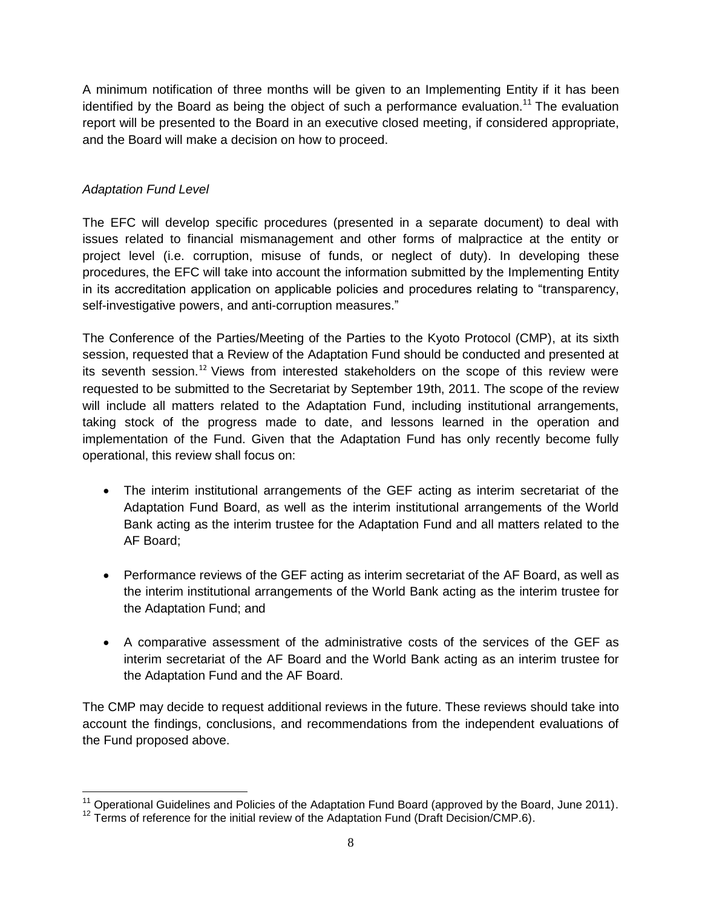A minimum notification of three months will be given to an Implementing Entity if it has been identified by the Board as being the object of such a performance evaluation.[11] The evaluation report will be presented to the Board in an executive closed meeting, if considered appropriate, and the Board will make a decision on how to proceed.

*Adaptation Fund Level*

The EFC will develop specific procedures (presented in a separate document) to deal with issues related to financial mismanagement and other forms of malpractice at the entity or project level (i.e. corruption, misuse of funds, or neglect of duty). In developing these procedures, the EFC will take into account the information submitted by the Implementing Entity in its accreditation application on applicable policies and procedures relating to "transparency, self-investigative powers, and anti-corruption measures."

The Conference of the Parties/Meeting of the Parties to the Kyoto Protocol (CMP), at its sixth session, requested that a Review of the Adaptation Fund should be conducted and presented at its seventh session.[12] Views from interested stakeholders on the scope of this review were requested to be submitted to the Secretariat by September 19th, 2011. The scope of the review will include all matters related to the Adaptation Fund, including institutional arrangements, taking stock of the progress made to date, and lessons learned in the operation and implementation of the Fund. Given that the Adaptation Fund has only recently become fully operational, this review shall focus on:

- The interim institutional arrangements of the GEF acting as interim secretariat of the Adaptation Fund Board, as well as the interim institutional arrangements of the World Bank acting as the interim trustee for the Adaptation Fund and all matters related to the AF Board;
- Performance reviews of the GEF acting as interim secretariat of the AF Board, as well as the interim institutional arrangements of the World Bank acting as the interim trustee for the Adaptation Fund; and
- A comparative assessment of the administrative costs of the services of the GEF as interim secretariat of the AF Board and the World Bank acting as an interim trustee for the Adaptation Fund and the AF Board.

The CMP may decide to request additional reviews in the future. These reviews should take into account the findings, conclusions, and recommendations from the independent evaluations of the Fund proposed above.

---

[11] Operational Guidelines and Policies of the Adaptation Fund Board (approved by the Board, June 2011).

[12] Terms of reference for the initial review of the Adaptation Fund (Draft Decision/CMP.6).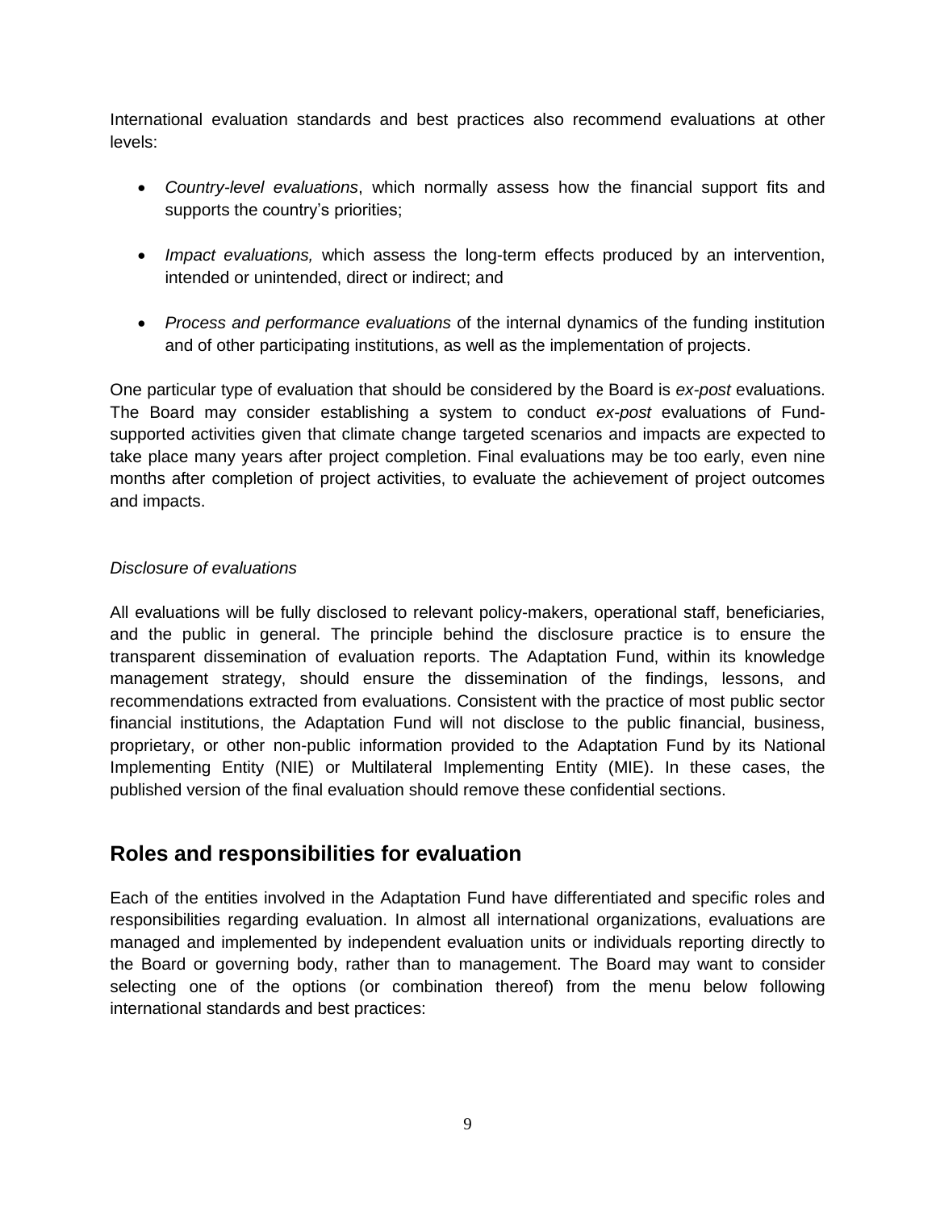International evaluation standards and best practices also recommend evaluations at other levels:

- *Country-level evaluations*, which normally assess how the financial support fits and supports the country's priorities;
- *Impact evaluations,* which assess the long-term effects produced by an intervention, intended or unintended, direct or indirect; and
- *Process and performance evaluations* of the internal dynamics of the funding institution and of other participating institutions, as well as the implementation of projects.

One particular type of evaluation that should be considered by the Board is *ex-post* evaluations. The Board may consider establishing a system to conduct *ex-post* evaluations of Fund-supported activities given that climate change targeted scenarios and impacts are expected to take place many years after project completion. Final evaluations may be too early, even nine months after completion of project activities, to evaluate the achievement of project outcomes and impacts.

*Disclosure of evaluations*

All evaluations will be fully disclosed to relevant policy-makers, operational staff, beneficiaries, and the public in general. The principle behind the disclosure practice is to ensure the transparent dissemination of evaluation reports. The Adaptation Fund, within its knowledge management strategy, should ensure the dissemination of the findings, lessons, and recommendations extracted from evaluations. Consistent with the practice of most public sector financial institutions, the Adaptation Fund will not disclose to the public financial, business, proprietary, or other non-public information provided to the Adaptation Fund by its National Implementing Entity (NIE) or Multilateral Implementing Entity (MIE). In these cases, the published version of the final evaluation should remove these confidential sections.

## Roles and responsibilities for evaluation

Each of the entities involved in the Adaptation Fund have differentiated and specific roles and responsibilities regarding evaluation. In almost all international organizations, evaluations are managed and implemented by independent evaluation units or individuals reporting directly to the Board or governing body, rather than to management. The Board may want to consider selecting one of the options (or combination thereof) from the menu below following international standards and best practices: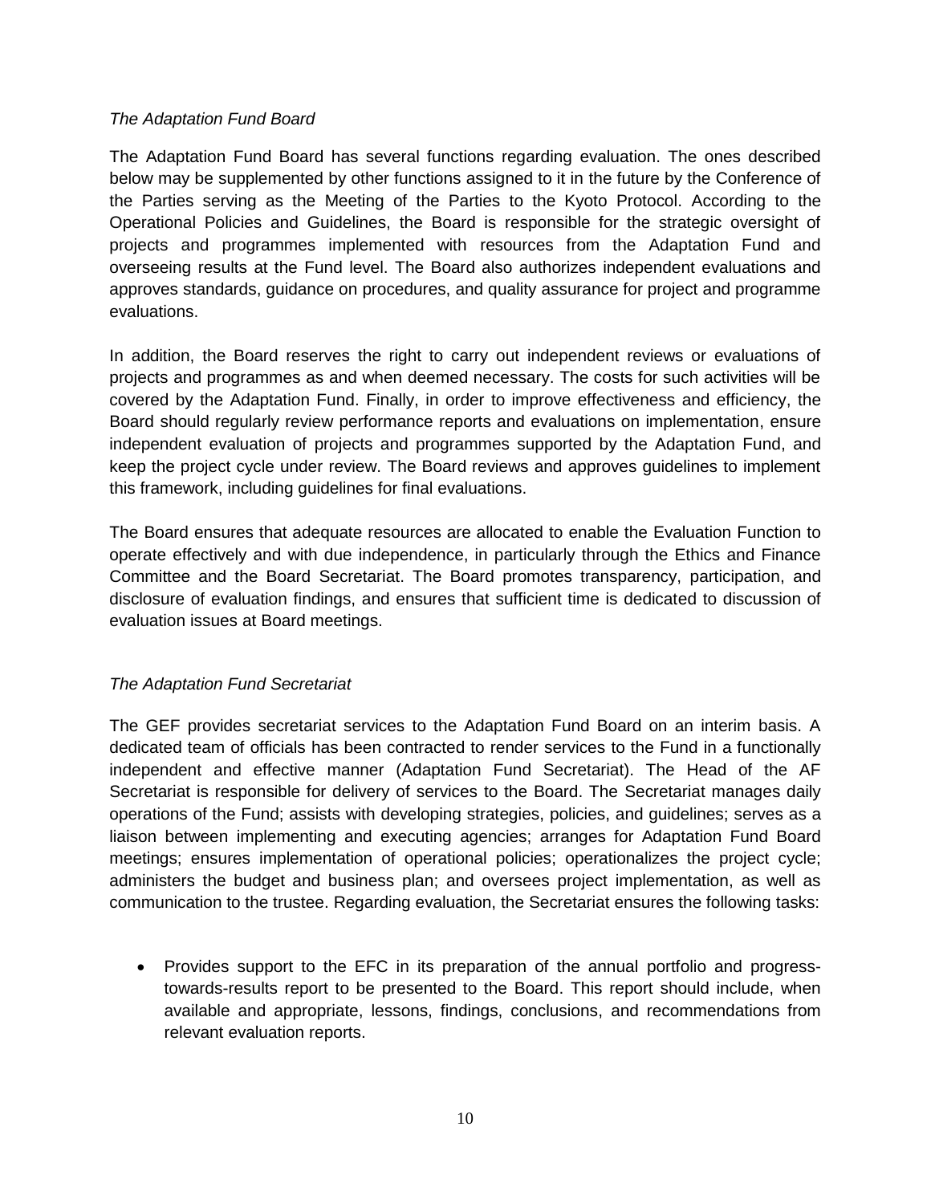*The Adaptation Fund Board*

The Adaptation Fund Board has several functions regarding evaluation. The ones described below may be supplemented by other functions assigned to it in the future by the Conference of the Parties serving as the Meeting of the Parties to the Kyoto Protocol. According to the Operational Policies and Guidelines, the Board is responsible for the strategic oversight of projects and programmes implemented with resources from the Adaptation Fund and overseeing results at the Fund level. The Board also authorizes independent evaluations and approves standards, guidance on procedures, and quality assurance for project and programme evaluations.

In addition, the Board reserves the right to carry out independent reviews or evaluations of projects and programmes as and when deemed necessary. The costs for such activities will be covered by the Adaptation Fund. Finally, in order to improve effectiveness and efficiency, the Board should regularly review performance reports and evaluations on implementation, ensure independent evaluation of projects and programmes supported by the Adaptation Fund, and keep the project cycle under review. The Board reviews and approves guidelines to implement this framework, including guidelines for final evaluations.

The Board ensures that adequate resources are allocated to enable the Evaluation Function to operate effectively and with due independence, in particularly through the Ethics and Finance Committee and the Board Secretariat. The Board promotes transparency, participation, and disclosure of evaluation findings, and ensures that sufficient time is dedicated to discussion of evaluation issues at Board meetings.

*The Adaptation Fund Secretariat*

The GEF provides secretariat services to the Adaptation Fund Board on an interim basis. A dedicated team of officials has been contracted to render services to the Fund in a functionally independent and effective manner (Adaptation Fund Secretariat). The Head of the AF Secretariat is responsible for delivery of services to the Board. The Secretariat manages daily operations of the Fund; assists with developing strategies, policies, and guidelines; serves as a liaison between implementing and executing agencies; arranges for Adaptation Fund Board meetings; ensures implementation of operational policies; operationalizes the project cycle; administers the budget and business plan; and oversees project implementation, as well as communication to the trustee. Regarding evaluation, the Secretariat ensures the following tasks:

- Provides support to the EFC in its preparation of the annual portfolio and progress-towards-results report to be presented to the Board. This report should include, when available and appropriate, lessons, findings, conclusions, and recommendations from relevant evaluation reports.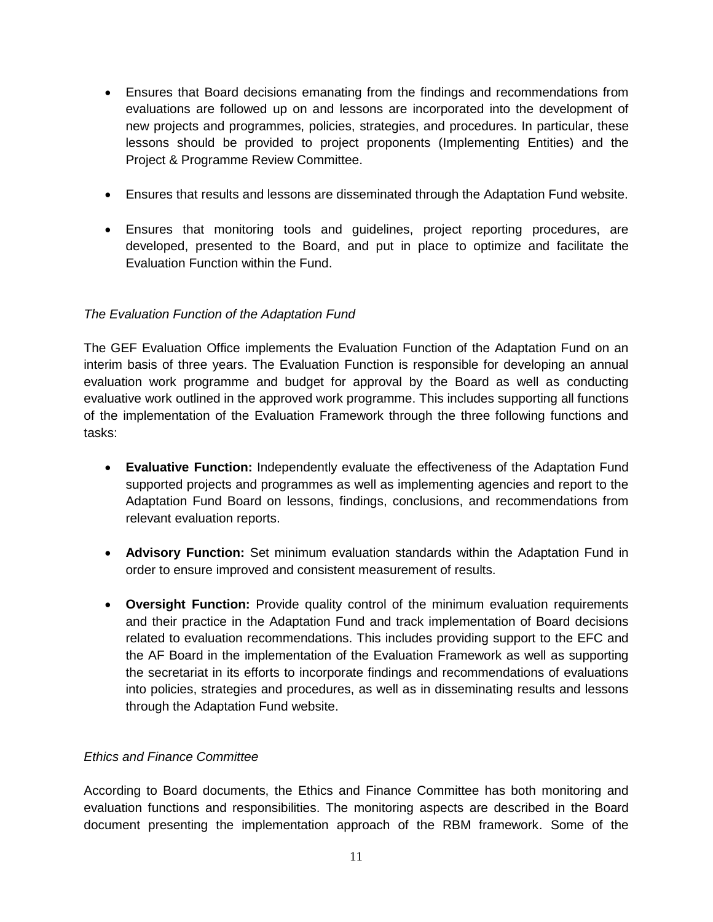- Ensures that Board decisions emanating from the findings and recommendations from evaluations are followed up on and lessons are incorporated into the development of new projects and programmes, policies, strategies, and procedures. In particular, these lessons should be provided to project proponents (Implementing Entities) and the Project & Programme Review Committee.

- Ensures that results and lessons are disseminated through the Adaptation Fund website.

- Ensures that monitoring tools and guidelines, project reporting procedures, are developed, presented to the Board, and put in place to optimize and facilitate the Evaluation Function within the Fund.

*The Evaluation Function of the Adaptation Fund*

The GEF Evaluation Office implements the Evaluation Function of the Adaptation Fund on an interim basis of three years. The Evaluation Function is responsible for developing an annual evaluation work programme and budget for approval by the Board as well as conducting evaluative work outlined in the approved work programme. This includes supporting all functions of the implementation of the Evaluation Framework through the three following functions and tasks:

- **Evaluative Function:** Independently evaluate the effectiveness of the Adaptation Fund supported projects and programmes as well as implementing agencies and report to the Adaptation Fund Board on lessons, findings, conclusions, and recommendations from relevant evaluation reports.

- **Advisory Function:** Set minimum evaluation standards within the Adaptation Fund in order to ensure improved and consistent measurement of results.

- **Oversight Function:** Provide quality control of the minimum evaluation requirements and their practice in the Adaptation Fund and track implementation of Board decisions related to evaluation recommendations. This includes providing support to the EFC and the AF Board in the implementation of the Evaluation Framework as well as supporting the secretariat in its efforts to incorporate findings and recommendations of evaluations into policies, strategies and procedures, as well as in disseminating results and lessons through the Adaptation Fund website.

*Ethics and Finance Committee*

According to Board documents, the Ethics and Finance Committee has both monitoring and evaluation functions and responsibilities. The monitoring aspects are described in the Board document presenting the implementation approach of the RBM framework. Some of the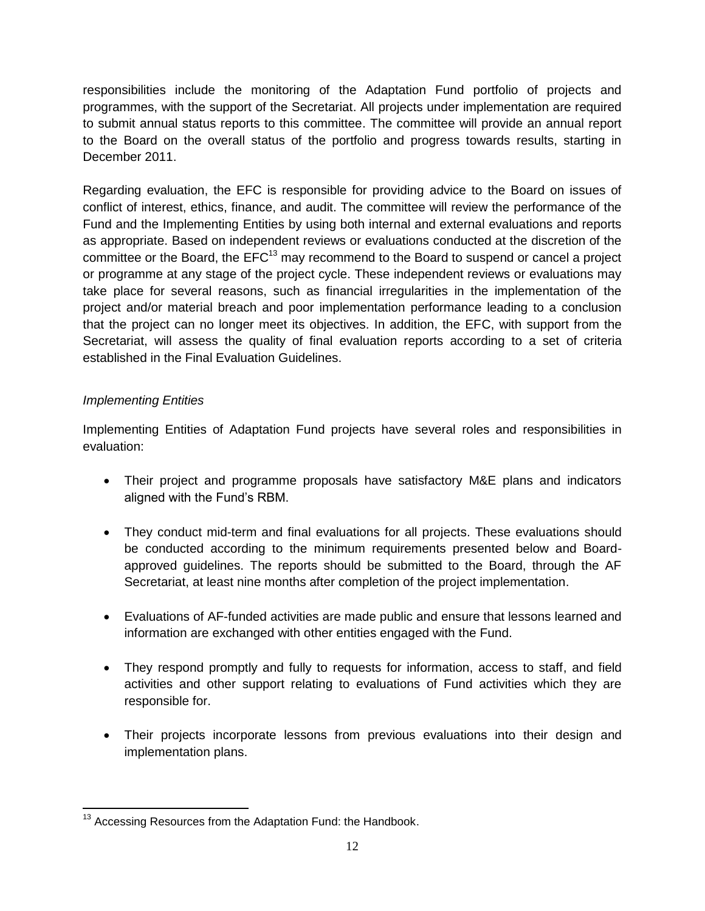responsibilities include the monitoring of the Adaptation Fund portfolio of projects and programmes, with the support of the Secretariat. All projects under implementation are required to submit annual status reports to this committee. The committee will provide an annual report to the Board on the overall status of the portfolio and progress towards results, starting in December 2011.

Regarding evaluation, the EFC is responsible for providing advice to the Board on issues of conflict of interest, ethics, finance, and audit. The committee will review the performance of the Fund and the Implementing Entities by using both internal and external evaluations and reports as appropriate. Based on independent reviews or evaluations conducted at the discretion of the committee or the Board, the EFC[13] may recommend to the Board to suspend or cancel a project or programme at any stage of the project cycle. These independent reviews or evaluations may take place for several reasons, such as financial irregularities in the implementation of the project and/or material breach and poor implementation performance leading to a conclusion that the project can no longer meet its objectives. In addition, the EFC, with support from the Secretariat, will assess the quality of final evaluation reports according to a set of criteria established in the Final Evaluation Guidelines.

*Implementing Entities*

Implementing Entities of Adaptation Fund projects have several roles and responsibilities in evaluation:

- Their project and programme proposals have satisfactory M&E plans and indicators aligned with the Fund's RBM.
- They conduct mid-term and final evaluations for all projects. These evaluations should be conducted according to the minimum requirements presented below and Board-approved guidelines. The reports should be submitted to the Board, through the AF Secretariat, at least nine months after completion of the project implementation.
- Evaluations of AF-funded activities are made public and ensure that lessons learned and information are exchanged with other entities engaged with the Fund.
- They respond promptly and fully to requests for information, access to staff, and field activities and other support relating to evaluations of Fund activities which they are responsible for.
- Their projects incorporate lessons from previous evaluations into their design and implementation plans.

[13] Accessing Resources from the Adaptation Fund: the Handbook.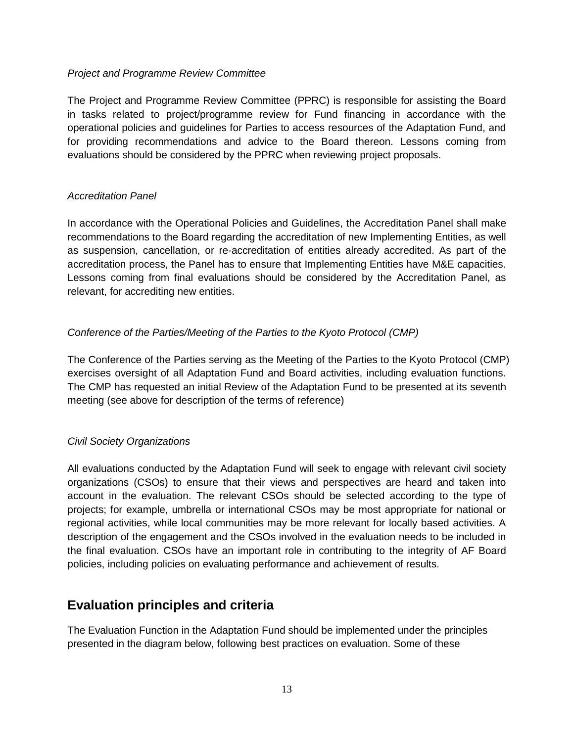*Project and Programme Review Committee*

The Project and Programme Review Committee (PPRC) is responsible for assisting the Board in tasks related to project/programme review for Fund financing in accordance with the operational policies and guidelines for Parties to access resources of the Adaptation Fund, and for providing recommendations and advice to the Board thereon. Lessons coming from evaluations should be considered by the PPRC when reviewing project proposals.

*Accreditation Panel*

In accordance with the Operational Policies and Guidelines, the Accreditation Panel shall make recommendations to the Board regarding the accreditation of new Implementing Entities, as well as suspension, cancellation, or re-accreditation of entities already accredited. As part of the accreditation process, the Panel has to ensure that Implementing Entities have M&E capacities. Lessons coming from final evaluations should be considered by the Accreditation Panel, as relevant, for accrediting new entities.

*Conference of the Parties/Meeting of the Parties to the Kyoto Protocol (CMP)*

The Conference of the Parties serving as the Meeting of the Parties to the Kyoto Protocol (CMP) exercises oversight of all Adaptation Fund and Board activities, including evaluation functions. The CMP has requested an initial Review of the Adaptation Fund to be presented at its seventh meeting (see above for description of the terms of reference)

*Civil Society Organizations*

All evaluations conducted by the Adaptation Fund will seek to engage with relevant civil society organizations (CSOs) to ensure that their views and perspectives are heard and taken into account in the evaluation. The relevant CSOs should be selected according to the type of projects; for example, umbrella or international CSOs may be most appropriate for national or regional activities, while local communities may be more relevant for locally based activities. A description of the engagement and the CSOs involved in the evaluation needs to be included in the final evaluation. CSOs have an important role in contributing to the integrity of AF Board policies, including policies on evaluating performance and achievement of results.

## Evaluation principles and criteria

The Evaluation Function in the Adaptation Fund should be implemented under the principles presented in the diagram below, following best practices on evaluation. Some of these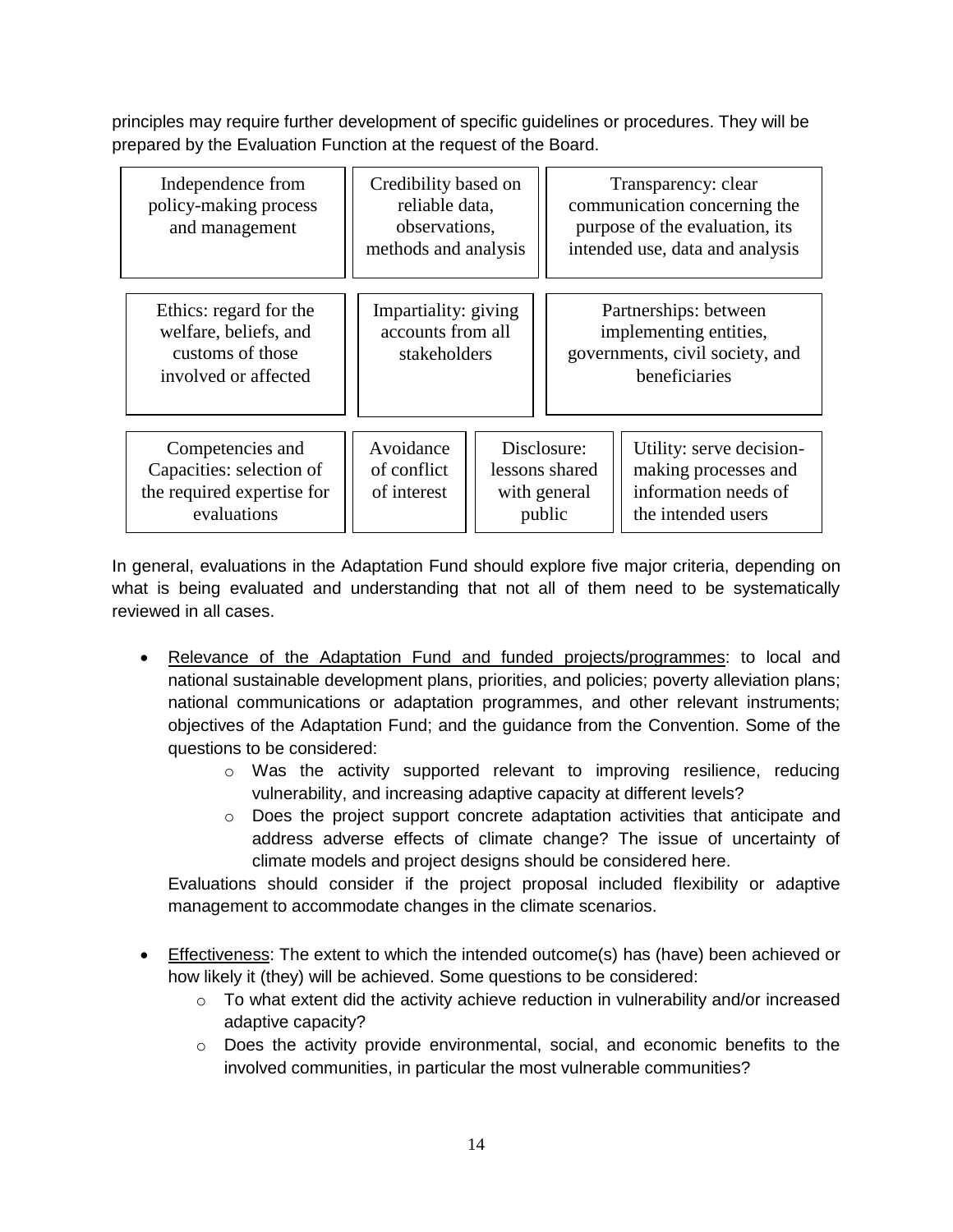principles may require further development of specific guidelines or procedures. They will be prepared by the Evaluation Function at the request of the Board.

| Independence from policy-making process and management | Credibility based on reliable data, observations, methods and analysis | Transparency: clear communication concerning the purpose of the evaluation, its intended use, data and analysis |
|---|---|---|
| Ethics: regard for the welfare, beliefs, and customs of those involved or affected | Impartiality: giving accounts from all stakeholders | Partnerships: between implementing entities, governments, civil society, and beneficiaries |

| Competencies and Capacities: selection of the required expertise for evaluations | Avoidance of conflict of interest | Disclosure: lessons shared with general public | Utility: serve decision-making processes and information needs of the intended users |
|---|---|---|---|

In general, evaluations in the Adaptation Fund should explore five major criteria, depending on what is being evaluated and understanding that not all of them need to be systematically reviewed in all cases.

- <u>Relevance of the Adaptation Fund and funded projects/programmes</u>: to local and national sustainable development plans, priorities, and policies; poverty alleviation plans; national communications or adaptation programmes, and other relevant instruments; objectives of the Adaptation Fund; and the guidance from the Convention. Some of the questions to be considered:
    - Was the activity supported relevant to improving resilience, reducing vulnerability, and increasing adaptive capacity at different levels?
    - Does the project support concrete adaptation activities that anticipate and address adverse effects of climate change? The issue of uncertainty of climate models and project designs should be considered here.

  Evaluations should consider if the project proposal included flexibility or adaptive management to accommodate changes in the climate scenarios.

- <u>Effectiveness</u>: The extent to which the intended outcome(s) has (have) been achieved or how likely it (they) will be achieved. Some questions to be considered:
    - To what extent did the activity achieve reduction in vulnerability and/or increased adaptive capacity?
    - Does the activity provide environmental, social, and economic benefits to the involved communities, in particular the most vulnerable communities?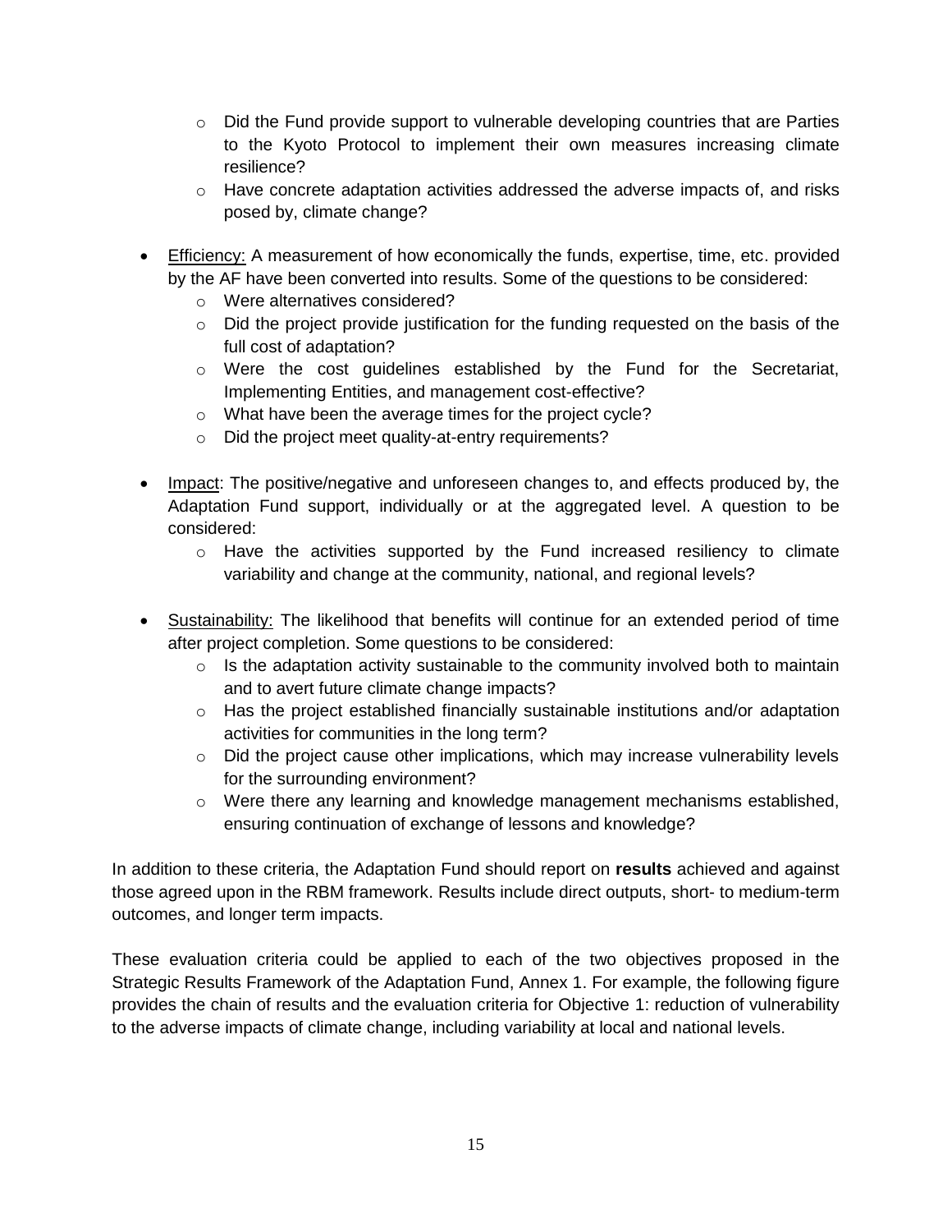- Did the Fund provide support to vulnerable developing countries that are Parties to the Kyoto Protocol to implement their own measures increasing climate resilience?
  - Have concrete adaptation activities addressed the adverse impacts of, and risks posed by, climate change?

- Efficiency: A measurement of how economically the funds, expertise, time, etc. provided by the AF have been converted into results. Some of the questions to be considered:
  - Were alternatives considered?
  - Did the project provide justification for the funding requested on the basis of the full cost of adaptation?
  - Were the cost guidelines established by the Fund for the Secretariat, Implementing Entities, and management cost-effective?
  - What have been the average times for the project cycle?
  - Did the project meet quality-at-entry requirements?

- Impact: The positive/negative and unforeseen changes to, and effects produced by, the Adaptation Fund support, individually or at the aggregated level. A question to be considered:
  - Have the activities supported by the Fund increased resiliency to climate variability and change at the community, national, and regional levels?

- Sustainability: The likelihood that benefits will continue for an extended period of time after project completion. Some questions to be considered:
  - Is the adaptation activity sustainable to the community involved both to maintain and to avert future climate change impacts?
  - Has the project established financially sustainable institutions and/or adaptation activities for communities in the long term?
  - Did the project cause other implications, which may increase vulnerability levels for the surrounding environment?
  - Were there any learning and knowledge management mechanisms established, ensuring continuation of exchange of lessons and knowledge?

In addition to these criteria, the Adaptation Fund should report on **results** achieved and against those agreed upon in the RBM framework. Results include direct outputs, short- to medium-term outcomes, and longer term impacts.

These evaluation criteria could be applied to each of the two objectives proposed in the Strategic Results Framework of the Adaptation Fund, Annex 1. For example, the following figure provides the chain of results and the evaluation criteria for Objective 1: reduction of vulnerability to the adverse impacts of climate change, including variability at local and national levels.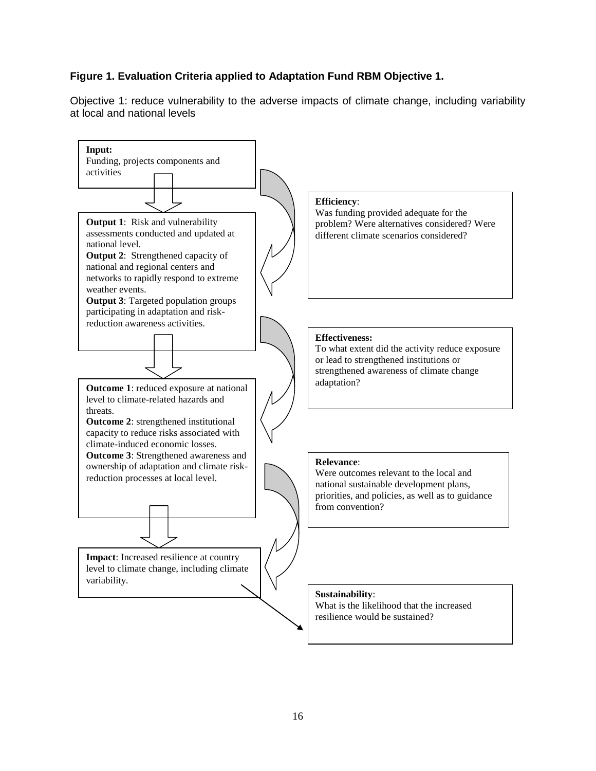**Figure 1. Evaluation Criteria applied to Adaptation Fund RBM Objective 1.**

Objective 1: reduce vulnerability to the adverse impacts of climate change, including variability at local and national levels

**Input:**
Funding, projects components and activities

**Output 1**: Risk and vulnerability assessments conducted and updated at national level.
**Output 2**: Strengthened capacity of national and regional centers and networks to rapidly respond to extreme weather events.
**Output 3**: Targeted population groups participating in adaptation and risk-reduction awareness activities.

**Outcome 1**: reduced exposure at national level to climate-related hazards and threats.
**Outcome 2**: strengthened institutional capacity to reduce risks associated with climate-induced economic losses.
**Outcome 3**: Strengthened awareness and ownership of adaptation and climate risk-reduction processes at local level.

**Impact**: Increased resilience at country level to climate change, including climate variability.

**Efficiency**:
Was funding provided adequate for the problem? Were alternatives considered? Were different climate scenarios considered?

**Effectiveness:**
To what extent did the activity reduce exposure or lead to strengthened institutions or strengthened awareness of climate change adaptation?

**Relevance**:
Were outcomes relevant to the local and national sustainable development plans, priorities, and policies, as well as to guidance from convention?

**Sustainability**:
What is the likelihood that the increased resilience would be sustained?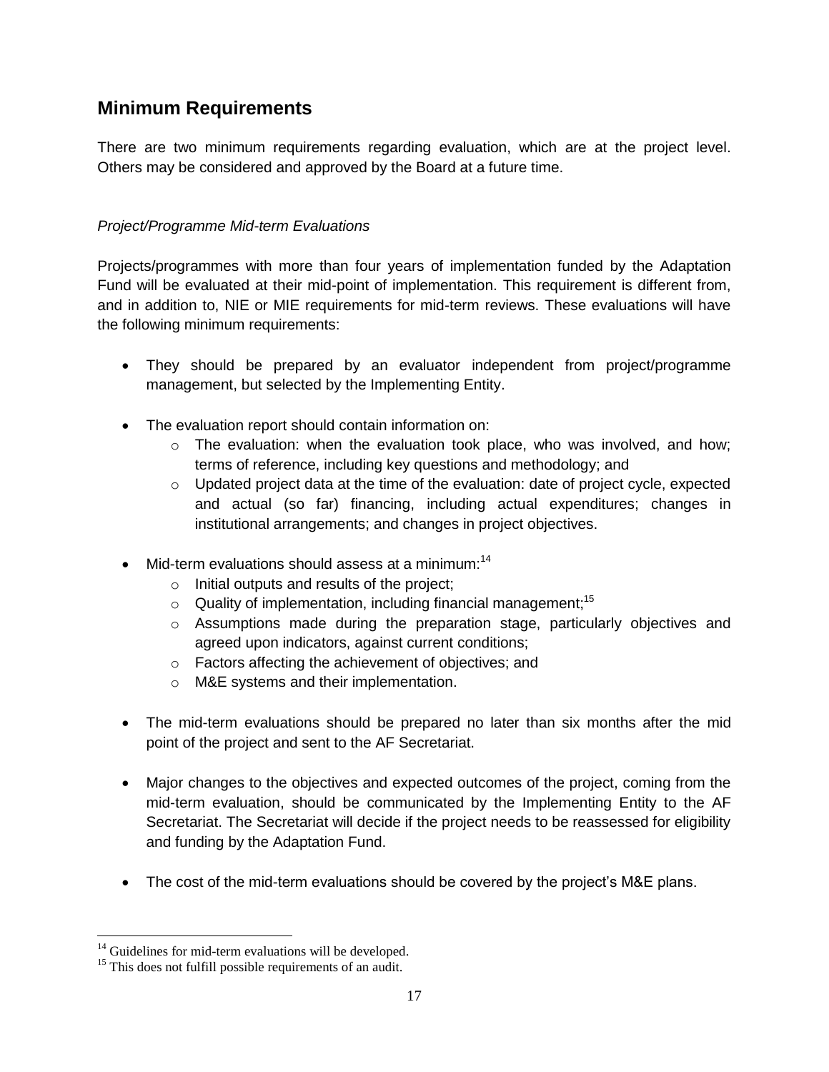## Minimum Requirements

There are two minimum requirements regarding evaluation, which are at the project level. Others may be considered and approved by the Board at a future time.

*Project/Programme Mid-term Evaluations*

Projects/programmes with more than four years of implementation funded by the Adaptation Fund will be evaluated at their mid-point of implementation. This requirement is different from, and in addition to, NIE or MIE requirements for mid-term reviews. These evaluations will have the following minimum requirements:

- They should be prepared by an evaluator independent from project/programme management, but selected by the Implementing Entity.
- The evaluation report should contain information on:
  - The evaluation: when the evaluation took place, who was involved, and how; terms of reference, including key questions and methodology; and
  - Updated project data at the time of the evaluation: date of project cycle, expected and actual (so far) financing, including actual expenditures; changes in institutional arrangements; and changes in project objectives.
- Mid-term evaluations should assess at a minimum:[14]
  - Initial outputs and results of the project;
  - Quality of implementation, including financial management;[15]
  - Assumptions made during the preparation stage, particularly objectives and agreed upon indicators, against current conditions;
  - Factors affecting the achievement of objectives; and
  - M&E systems and their implementation.
- The mid-term evaluations should be prepared no later than six months after the mid point of the project and sent to the AF Secretariat.
- Major changes to the objectives and expected outcomes of the project, coming from the mid-term evaluation, should be communicated by the Implementing Entity to the AF Secretariat. The Secretariat will decide if the project needs to be reassessed for eligibility and funding by the Adaptation Fund.
- The cost of the mid-term evaluations should be covered by the project's M&E plans.

[14] Guidelines for mid-term evaluations will be developed.

[15] This does not fulfill possible requirements of an audit.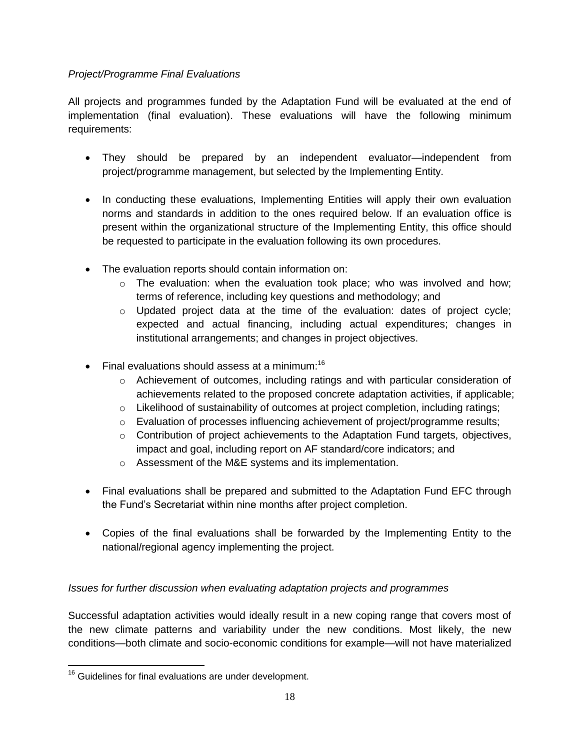*Project/Programme Final Evaluations*

All projects and programmes funded by the Adaptation Fund will be evaluated at the end of implementation (final evaluation). These evaluations will have the following minimum requirements:

- They should be prepared by an independent evaluator—independent from project/programme management, but selected by the Implementing Entity.

- In conducting these evaluations, Implementing Entities will apply their own evaluation norms and standards in addition to the ones required below. If an evaluation office is present within the organizational structure of the Implementing Entity, this office should be requested to participate in the evaluation following its own procedures.

- The evaluation reports should contain information on:
  - The evaluation: when the evaluation took place; who was involved and how; terms of reference, including key questions and methodology; and
  - Updated project data at the time of the evaluation: dates of project cycle; expected and actual financing, including actual expenditures; changes in institutional arrangements; and changes in project objectives.

- Final evaluations should assess at a minimum:[16]
  - Achievement of outcomes, including ratings and with particular consideration of achievements related to the proposed concrete adaptation activities, if applicable;
  - Likelihood of sustainability of outcomes at project completion, including ratings;
  - Evaluation of processes influencing achievement of project/programme results;
  - Contribution of project achievements to the Adaptation Fund targets, objectives, impact and goal, including report on AF standard/core indicators; and
  - Assessment of the M&E systems and its implementation.

- Final evaluations shall be prepared and submitted to the Adaptation Fund EFC through the Fund's Secretariat within nine months after project completion.

- Copies of the final evaluations shall be forwarded by the Implementing Entity to the national/regional agency implementing the project.

*Issues for further discussion when evaluating adaptation projects and programmes*

Successful adaptation activities would ideally result in a new coping range that covers most of the new climate patterns and variability under the new conditions. Most likely, the new conditions—both climate and socio-economic conditions for example—will not have materialized

[16] Guidelines for final evaluations are under development.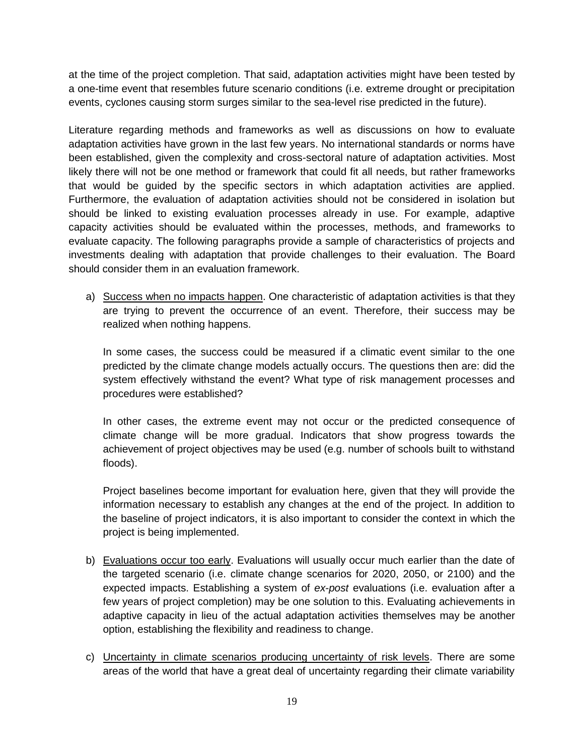at the time of the project completion. That said, adaptation activities might have been tested by a one-time event that resembles future scenario conditions (i.e. extreme drought or precipitation events, cyclones causing storm surges similar to the sea-level rise predicted in the future).

Literature regarding methods and frameworks as well as discussions on how to evaluate adaptation activities have grown in the last few years. No international standards or norms have been established, given the complexity and cross-sectoral nature of adaptation activities. Most likely there will not be one method or framework that could fit all needs, but rather frameworks that would be guided by the specific sectors in which adaptation activities are applied. Furthermore, the evaluation of adaptation activities should not be considered in isolation but should be linked to existing evaluation processes already in use. For example, adaptive capacity activities should be evaluated within the processes, methods, and frameworks to evaluate capacity. The following paragraphs provide a sample of characteristics of projects and investments dealing with adaptation that provide challenges to their evaluation. The Board should consider them in an evaluation framework.

a) Success when no impacts happen. One characteristic of adaptation activities is that they are trying to prevent the occurrence of an event. Therefore, their success may be realized when nothing happens.

   In some cases, the success could be measured if a climatic event similar to the one predicted by the climate change models actually occurs. The questions then are: did the system effectively withstand the event? What type of risk management processes and procedures were established?

   In other cases, the extreme event may not occur or the predicted consequence of climate change will be more gradual. Indicators that show progress towards the achievement of project objectives may be used (e.g. number of schools built to withstand floods).

   Project baselines become important for evaluation here, given that they will provide the information necessary to establish any changes at the end of the project. In addition to the baseline of project indicators, it is also important to consider the context in which the project is being implemented.

b) Evaluations occur too early. Evaluations will usually occur much earlier than the date of the targeted scenario (i.e. climate change scenarios for 2020, 2050, or 2100) and the expected impacts. Establishing a system of *ex-post* evaluations (i.e. evaluation after a few years of project completion) may be one solution to this. Evaluating achievements in adaptive capacity in lieu of the actual adaptation activities themselves may be another option, establishing the flexibility and readiness to change.

c) Uncertainty in climate scenarios producing uncertainty of risk levels. There are some areas of the world that have a great deal of uncertainty regarding their climate variability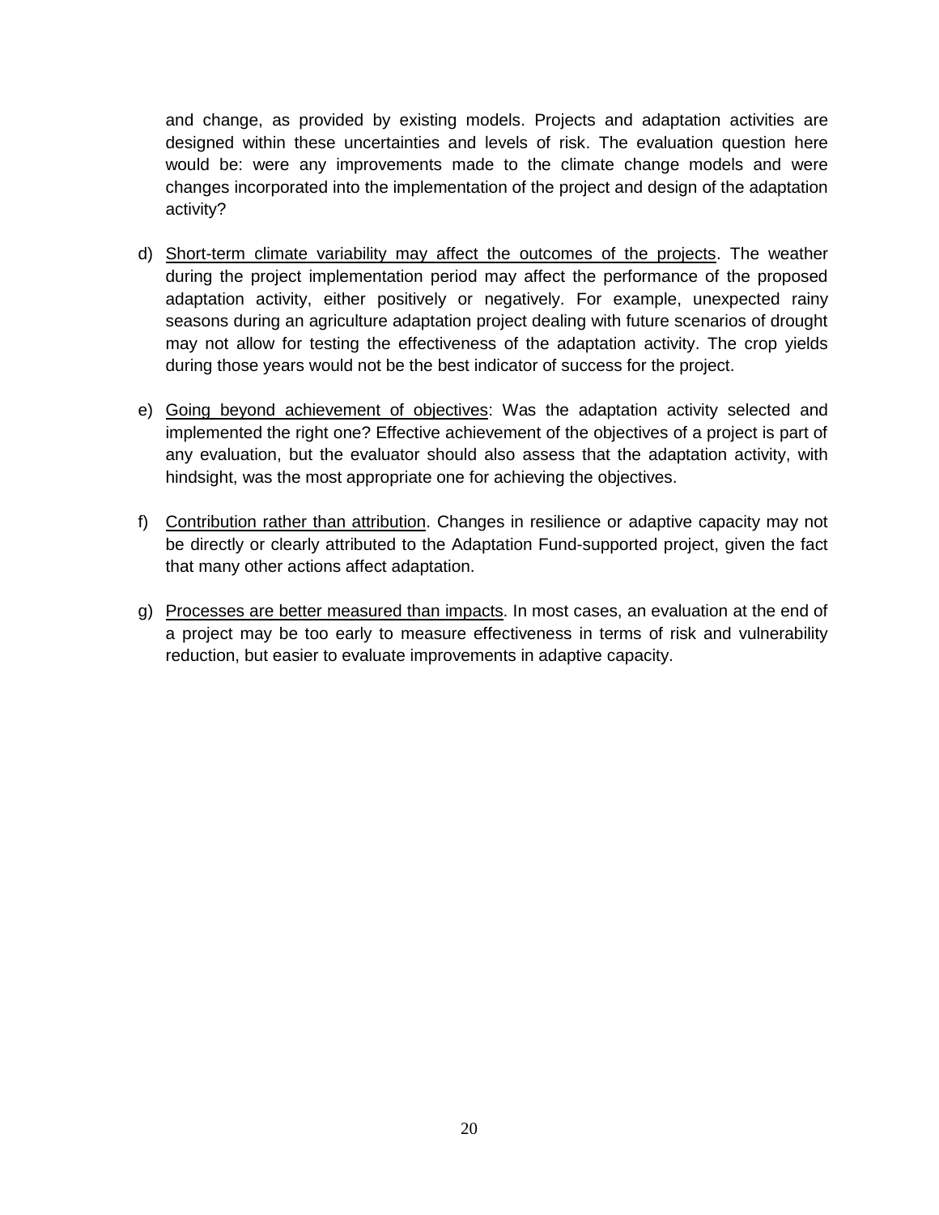and change, as provided by existing models. Projects and adaptation activities are designed within these uncertainties and levels of risk. The evaluation question here would be: were any improvements made to the climate change models and were changes incorporated into the implementation of the project and design of the adaptation activity?

d) <u>Short-term climate variability may affect the outcomes of the projects</u>. The weather during the project implementation period may affect the performance of the proposed adaptation activity, either positively or negatively. For example, unexpected rainy seasons during an agriculture adaptation project dealing with future scenarios of drought may not allow for testing the effectiveness of the adaptation activity. The crop yields during those years would not be the best indicator of success for the project.

e) <u>Going beyond achievement of objectives</u>: Was the adaptation activity selected and implemented the right one? Effective achievement of the objectives of a project is part of any evaluation, but the evaluator should also assess that the adaptation activity, with hindsight, was the most appropriate one for achieving the objectives.

f) <u>Contribution rather than attribution</u>. Changes in resilience or adaptive capacity may not be directly or clearly attributed to the Adaptation Fund-supported project, given the fact that many other actions affect adaptation.

g) <u>Processes are better measured than impacts</u>. In most cases, an evaluation at the end of a project may be too early to measure effectiveness in terms of risk and vulnerability reduction, but easier to evaluate improvements in adaptive capacity.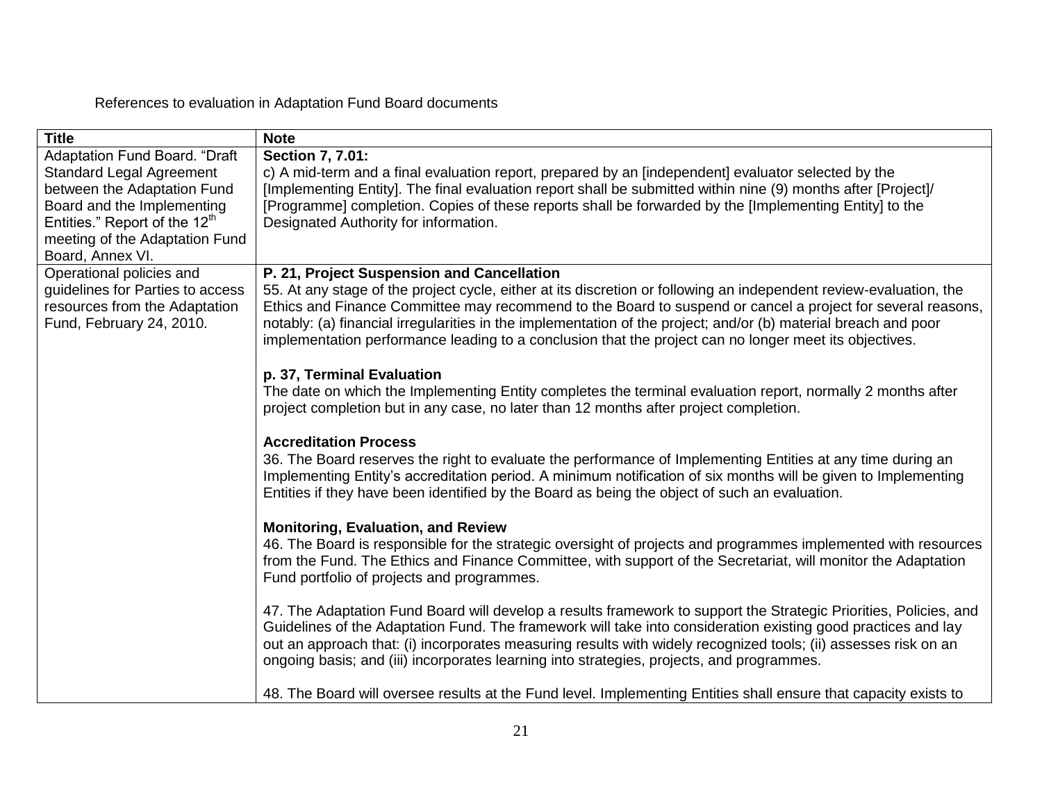References to evaluation in Adaptation Fund Board documents

| Title | Note |
|---|---|
| Adaptation Fund Board. "Draft Standard Legal Agreement between the Adaptation Fund Board and the Implementing Entities." Report of the 12th meeting of the Adaptation Fund Board, Annex VI. | **Section 7, 7.01:**<br>c) A mid-term and a final evaluation report, prepared by an [independent] evaluator selected by the [Implementing Entity]. The final evaluation report shall be submitted within nine (9) months after [Project]/ [Programme] completion. Copies of these reports shall be forwarded by the [Implementing Entity] to the Designated Authority for information. |
| Operational policies and guidelines for Parties to access resources from the Adaptation Fund, February 24, 2010. | **P. 21, Project Suspension and Cancellation**<br>55. At any stage of the project cycle, either at its discretion or following an independent review-evaluation, the Ethics and Finance Committee may recommend to the Board to suspend or cancel a project for several reasons, notably: (a) financial irregularities in the implementation of the project; and/or (b) material breach and poor implementation performance leading to a conclusion that the project can no longer meet its objectives.<br><br>**p. 37, Terminal Evaluation**<br>The date on which the Implementing Entity completes the terminal evaluation report, normally 2 months after project completion but in any case, no later than 12 months after project completion.<br><br>**Accreditation Process**<br>36. The Board reserves the right to evaluate the performance of Implementing Entities at any time during an Implementing Entity's accreditation period. A minimum notification of six months will be given to Implementing Entities if they have been identified by the Board as being the object of such an evaluation.<br><br>**Monitoring, Evaluation, and Review**<br>46. The Board is responsible for the strategic oversight of projects and programmes implemented with resources from the Fund. The Ethics and Finance Committee, with support of the Secretariat, will monitor the Adaptation Fund portfolio of projects and programmes.<br><br>47. The Adaptation Fund Board will develop a results framework to support the Strategic Priorities, Policies, and Guidelines of the Adaptation Fund. The framework will take into consideration existing good practices and lay out an approach that: (i) incorporates measuring results with widely recognized tools; (ii) assesses risk on an ongoing basis; and (iii) incorporates learning into strategies, projects, and programmes.<br><br>48. The Board will oversee results at the Fund level. Implementing Entities shall ensure that capacity exists to |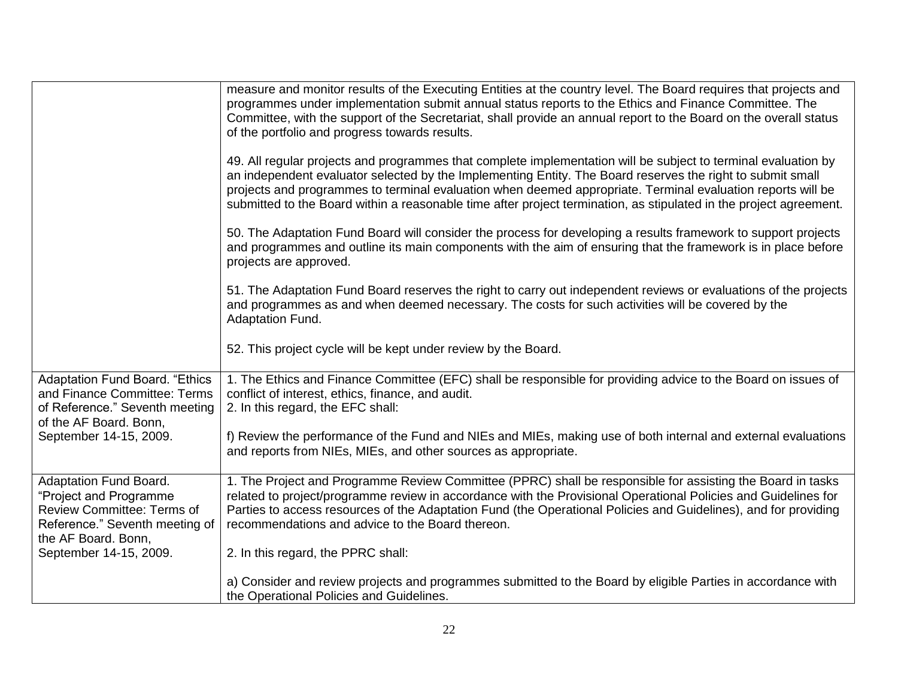|  |  |
|---|---|
|  | measure and monitor results of the Executing Entities at the country level. The Board requires that projects and programmes under implementation submit annual status reports to the Ethics and Finance Committee. The Committee, with the support of the Secretariat, shall provide an annual report to the Board on the overall status of the portfolio and progress towards results.<br><br>49. All regular projects and programmes that complete implementation will be subject to terminal evaluation by an independent evaluator selected by the Implementing Entity. The Board reserves the right to submit small projects and programmes to terminal evaluation when deemed appropriate. Terminal evaluation reports will be submitted to the Board within a reasonable time after project termination, as stipulated in the project agreement.<br><br>50. The Adaptation Fund Board will consider the process for developing a results framework to support projects and programmes and outline its main components with the aim of ensuring that the framework is in place before projects are approved.<br><br>51. The Adaptation Fund Board reserves the right to carry out independent reviews or evaluations of the projects and programmes as and when deemed necessary. The costs for such activities will be covered by the Adaptation Fund.<br><br>52. This project cycle will be kept under review by the Board. |
| Adaptation Fund Board. "Ethics and Finance Committee: Terms of Reference." Seventh meeting of the AF Board. Bonn, September 14-15, 2009. | 1. The Ethics and Finance Committee (EFC) shall be responsible for providing advice to the Board on issues of conflict of interest, ethics, finance, and audit.<br>2. In this regard, the EFC shall:<br><br>f) Review the performance of the Fund and NIEs and MIEs, making use of both internal and external evaluations and reports from NIEs, MIEs, and other sources as appropriate. |
| Adaptation Fund Board. "Project and Programme Review Committee: Terms of Reference." Seventh meeting of the AF Board. Bonn, September 14-15, 2009. | 1. The Project and Programme Review Committee (PPRC) shall be responsible for assisting the Board in tasks related to project/programme review in accordance with the Provisional Operational Policies and Guidelines for Parties to access resources of the Adaptation Fund (the Operational Policies and Guidelines), and for providing recommendations and advice to the Board thereon.<br><br>2. In this regard, the PPRC shall:<br><br>a) Consider and review projects and programmes submitted to the Board by eligible Parties in accordance with the Operational Policies and Guidelines. |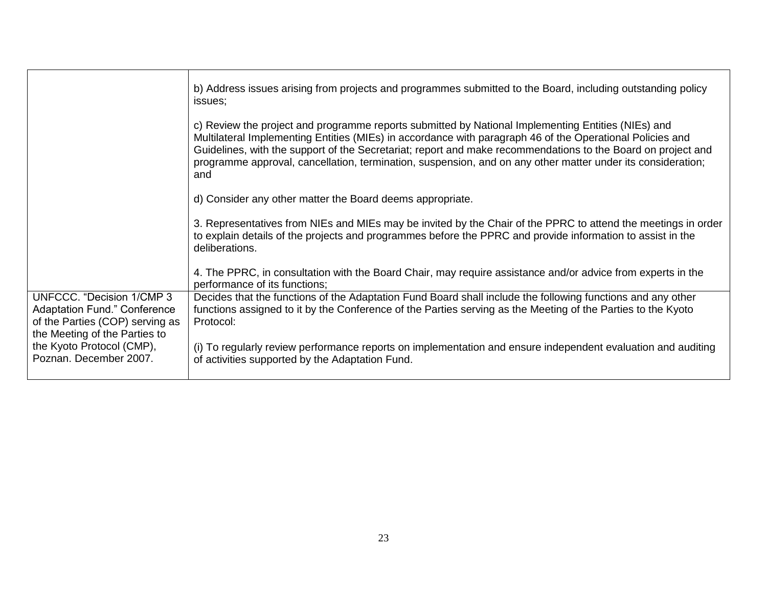| | |
|---|---|
| | b) Address issues arising from projects and programmes submitted to the Board, including outstanding policy issues;<br><br>c) Review the project and programme reports submitted by National Implementing Entities (NIEs) and Multilateral Implementing Entities (MIEs) in accordance with paragraph 46 of the Operational Policies and Guidelines, with the support of the Secretariat; report and make recommendations to the Board on project and programme approval, cancellation, termination, suspension, and on any other matter under its consideration; and<br><br>d) Consider any other matter the Board deems appropriate.<br><br>3. Representatives from NIEs and MIEs may be invited by the Chair of the PPRC to attend the meetings in order to explain details of the projects and programmes before the PPRC and provide information to assist in the deliberations.<br><br>4. The PPRC, in consultation with the Board Chair, may require assistance and/or advice from experts in the performance of its functions; |
| UNFCCC. "Decision 1/CMP 3 Adaptation Fund." Conference of the Parties (COP) serving as the Meeting of the Parties to the Kyoto Protocol (CMP), Poznan. December 2007. | Decides that the functions of the Adaptation Fund Board shall include the following functions and any other functions assigned to it by the Conference of the Parties serving as the Meeting of the Parties to the Kyoto Protocol:<br><br>(i) To regularly review performance reports on implementation and ensure independent evaluation and auditing of activities supported by the Adaptation Fund. |